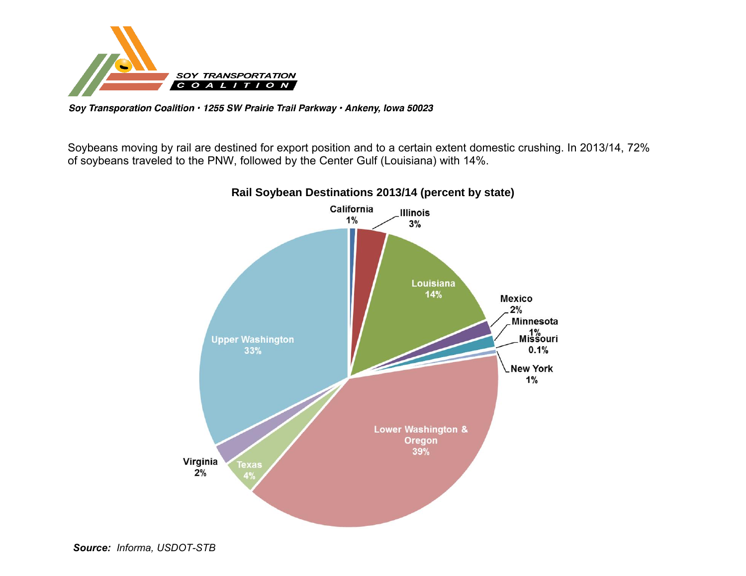SOY TRANSPORTATION COALITION

*Soy Transporation Coalition • 1255 SW Prairie Trail Parkway • Ankeny, Iowa 50023*

Soybeans moving by rail are destined for export position and to a certain extent domestic crushing. In 2013/14, 72% of soybeans traveled to the PNW, followed by the Center Gulf (Louisiana) with 14%.

**Rail Soybean Destinations 2013/14 (percent by state)**

| Destination | Percent |
| --- | --- |
| California | 1% |
| Illinois | 3% |
| Louisiana | 14% |
| Mexico | 2% |
| Minnesota | 1% |
| Missouri | 0.1% |
| New York | 1% |
| Lower Washington & Oregon | 39% |
| Texas | 4% |
| Virginia | 2% |
| Upper Washington | 33% |

***Source:*** *Informa, USDOT-STB*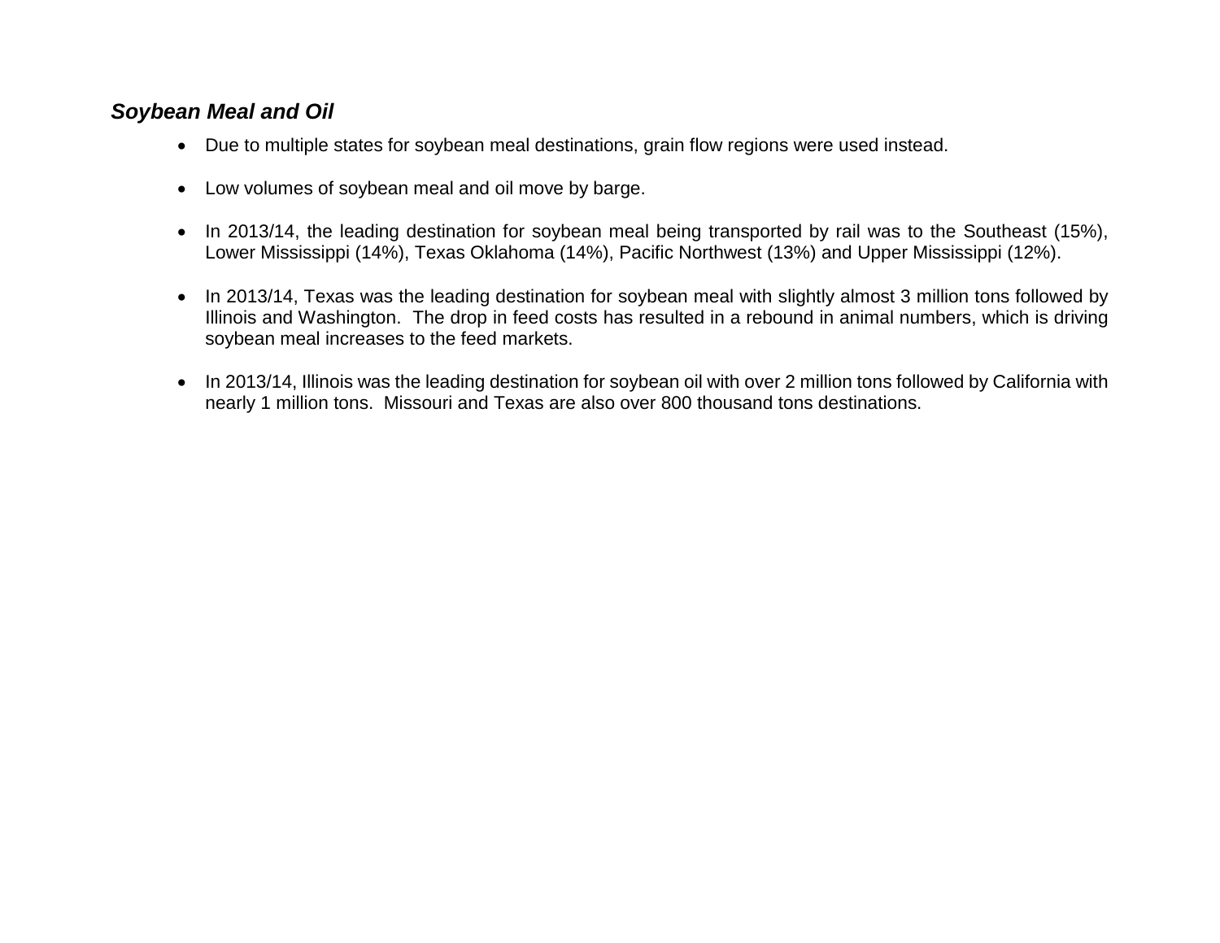### *Soybean Meal and Oil*

- Due to multiple states for soybean meal destinations, grain flow regions were used instead.
- Low volumes of soybean meal and oil move by barge.
- In 2013/14, the leading destination for soybean meal being transported by rail was to the Southeast (15%), Lower Mississippi (14%), Texas Oklahoma (14%), Pacific Northwest (13%) and Upper Mississippi (12%).
- In 2013/14, Texas was the leading destination for soybean meal with slightly almost 3 million tons followed by Illinois and Washington. The drop in feed costs has resulted in a rebound in animal numbers, which is driving soybean meal increases to the feed markets.
- In 2013/14, Illinois was the leading destination for soybean oil with over 2 million tons followed by California with nearly 1 million tons. Missouri and Texas are also over 800 thousand tons destinations.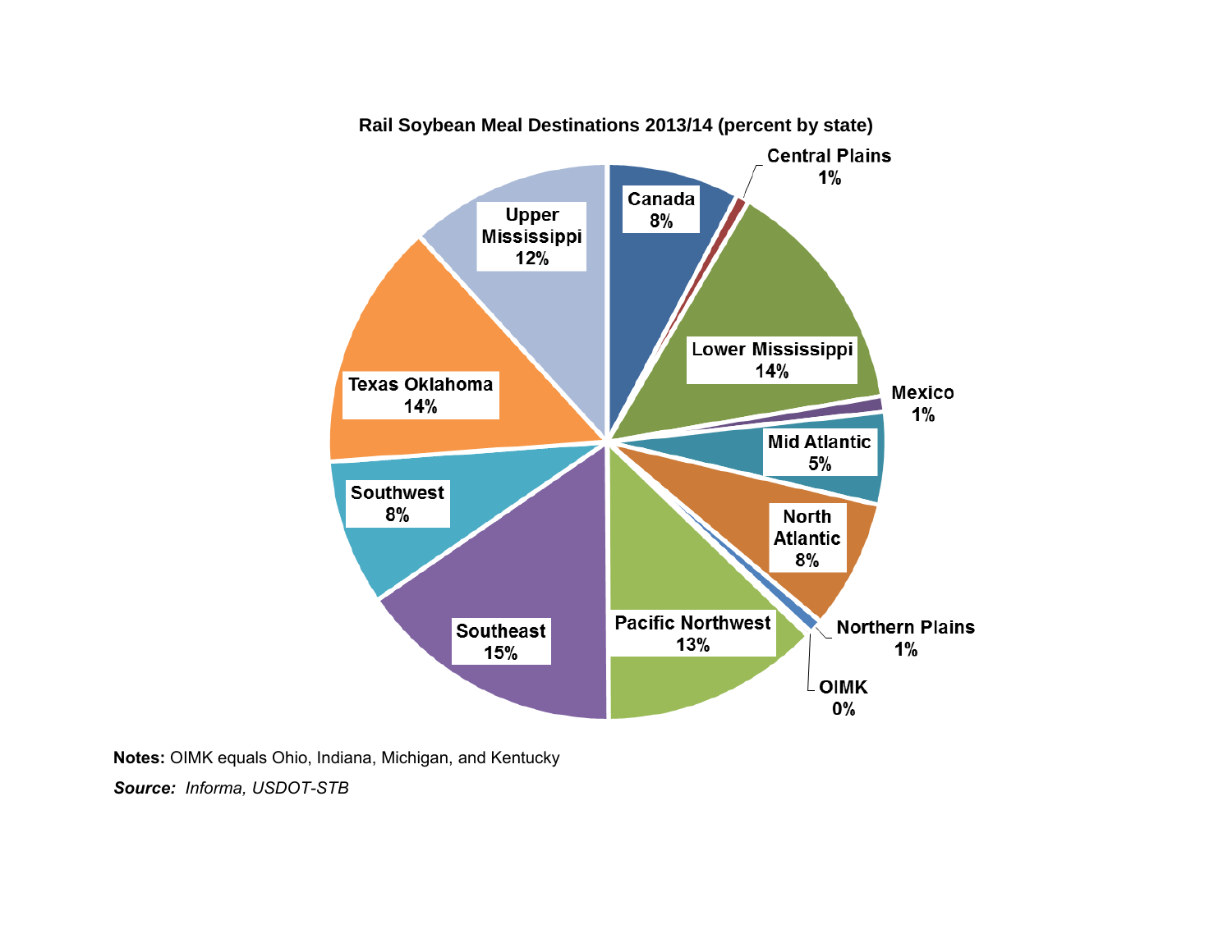**Rail Soybean Meal Destinations 2013/14 (percent by state)**

| Destination | Percent |
|---|---|
| Canada | 8% |
| Central Plains | 1% |
| Lower Mississippi | 14% |
| Mexico | 1% |
| Mid Atlantic | 5% |
| North Atlantic | 8% |
| Northern Plains | 1% |
| OIMK | 0% |
| Pacific Northwest | 13% |
| Southeast | 15% |
| Southwest | 8% |
| Texas Oklahoma | 14% |
| Upper Mississippi | 12% |

**Notes:** OIMK equals Ohio, Indiana, Michigan, and Kentucky

***Source:*** *Informa, USDOT-STB*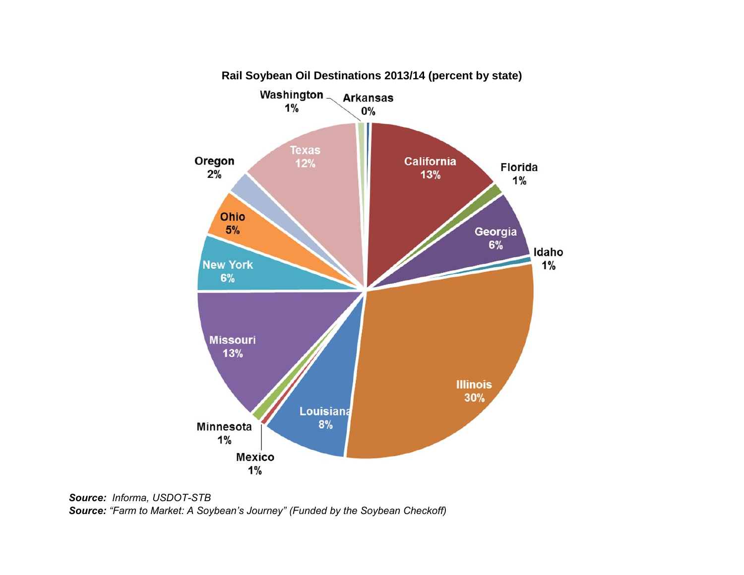**Rail Soybean Oil Destinations 2013/14 (percent by state)**

Washington 1%
Arkansas 0%
California 13%
Florida 1%
Georgia 6%
Idaho 1%
Illinois 30%
Louisiana 8%
Mexico 1%
Minnesota 1%
Missouri 13%
New York 6%
Ohio 5%
Oregon 2%
Texas 12%

***Source:*** *Informa, USDOT-STB*
***Source:*** *"Farm to Market: A Soybean's Journey" (Funded by the Soybean Checkoff)*